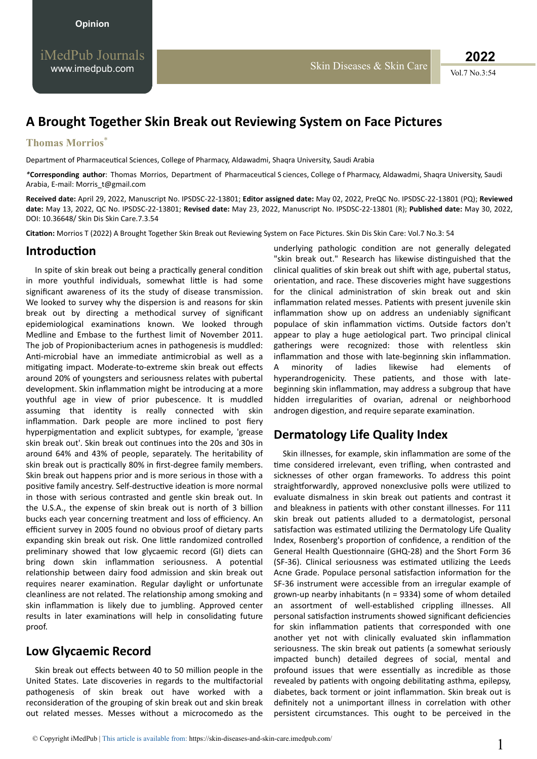Opinion

# A Brought Together Skin Break out Reviewing System on Face Pictures

**Thomas Morrios***

Department of Pharmaceutical Sciences, College of Pharmacy, Aldawadmi, Shaqra University, Saudi Arabia

***Corresponding author**: Thomas Morrios, Department of Pharmaceutical S ciences, College o f Pharmacy, Aldawadmi, Shaqra University, Saudi Arabia, E-mail: Morris_t@gmail.com

**Received date:** April 29, 2022, Manuscript No. IPSDSC-22-13801; **Editor assigned date:** May 02, 2022, PreQC No. IPSDSC-22-13801 (PQ); **Reviewed date:** May 13, 2022, QC No. IPSDSC-22-13801; **Revised date:** May 23, 2022, Manuscript No. IPSDSC-22-13801 (R); **Published date:** May 30, 2022, DOI: 10.36648/ Skin Dis Skin Care.7.3.54

**Citation:** Morrios T (2022) A Brought Together Skin Break out Reviewing System on Face Pictures. Skin Dis Skin Care: Vol.7 No.3: 54

## Introduction

In spite of skin break out being a practically general condition in more youthful individuals, somewhat little is had some significant awareness of its the study of disease transmission. We looked to survey why the dispersion is and reasons for skin break out by directing a methodical survey of significant epidemiological examinations known. We looked through Medline and Embase to the furthest limit of November 2011. The job of Propionibacterium acnes in pathogenesis is muddled: Anti-microbial have an immediate antimicrobial as well as a mitigating impact. Moderate-to-extreme skin break out effects around 20% of youngsters and seriousness relates with pubertal development. Skin inflammation might be introducing at a more youthful age in view of prior pubescence. It is muddled assuming that identity is really connected with skin inflammation. Dark people are more inclined to post fiery hyperpigmentation and explicit subtypes, for example, 'grease skin break out'. Skin break out continues into the 20s and 30s in around 64% and 43% of people, separately. The heritability of skin break out is practically 80% in first-degree family members. Skin break out happens prior and is more serious in those with a positive family ancestry. Self-destructive ideation is more normal in those with serious contrasted and gentle skin break out. In the U.S.A., the expense of skin break out is north of 3 billion bucks each year concerning treatment and loss of efficiency. An efficient survey in 2005 found no obvious proof of dietary parts expanding skin break out risk. One little randomized controlled preliminary showed that low glycaemic record (GI) diets can bring down skin inflammation seriousness. A potential relationship between dairy food admission and skin break out requires nearer examination. Regular daylight or unfortunate cleanliness are not related. The relationship among smoking and skin inflammation is likely due to jumbling. Approved center results in later examinations will help in consolidating future proof.

## Low Glycaemic Record

Skin break out effects between 40 to 50 million people in the United States. Late discoveries in regards to the multifactorial pathogenesis of skin break out have worked with a reconsideration of the grouping of skin break out and skin break out related messes. Messes without a microcomedo as the underlying pathologic condition are not generally delegated "skin break out." Research has likewise distinguished that the clinical qualities of skin break out shift with age, pubertal status, orientation, and race. These discoveries might have suggestions for the clinical administration of skin break out and skin inflammation related messes. Patients with present juvenile skin inflammation show up on address an undeniably significant populace of skin inflammation victims. Outside factors don't appear to play a huge aetiological part. Two principal clinical gatherings were recognized: those with relentless skin inflammation and those with late-beginning skin inflammation. A minority of ladies likewise had elements of hyperandrogenicity. These patients, and those with late-beginning skin inflammation, may address a subgroup that have hidden irregularities of ovarian, adrenal or neighborhood androgen digestion, and require separate examination.

## Dermatology Life Quality Index

Skin illnesses, for example, skin inflammation are some of the time considered irrelevant, even trifling, when contrasted and sicknesses of other organ frameworks. To address this point straightforwardly, approved nonexclusive polls were utilized to evaluate dismalness in skin break out patients and contrast it and bleakness in patients with other constant illnesses. For 111 skin break out patients alluded to a dermatologist, personal satisfaction was estimated utilizing the Dermatology Life Quality Index, Rosenberg's proportion of confidence, a rendition of the General Health Questionnaire (GHQ-28) and the Short Form 36 (SF-36). Clinical seriousness was estimated utilizing the Leeds Acne Grade. Populace personal satisfaction information for the SF-36 instrument were accessible from an irregular example of grown-up nearby inhabitants (n = 9334) some of whom detailed an assortment of well-established crippling illnesses. All personal satisfaction instruments showed significant deficiencies for skin inflammation patients that corresponded with one another yet not with clinically evaluated skin inflammation seriousness. The skin break out patients (a somewhat seriously impacted bunch) detailed degrees of social, mental and profound issues that were essentially as incredible as those revealed by patients with ongoing debilitating asthma, epilepsy, diabetes, back torment or joint inflammation. Skin break out is definitely not a unimportant illness in correlation with other persistent circumstances. This ought to be perceived in the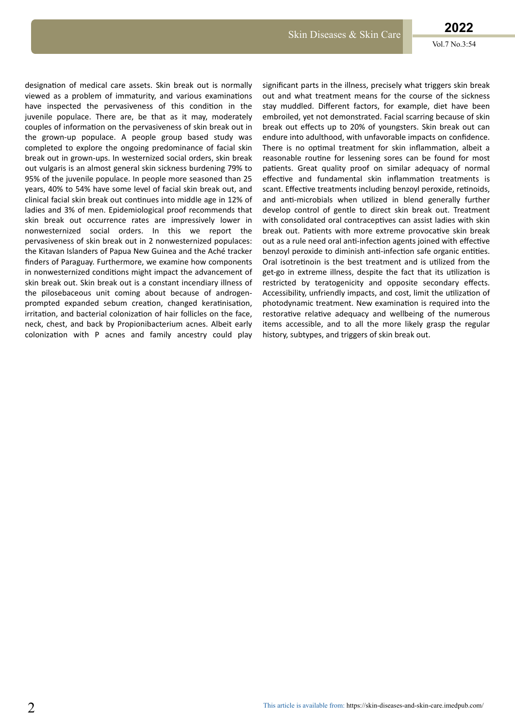designation of medical care assets. Skin break out is normally viewed as a problem of immaturity, and various examinations have inspected the pervasiveness of this condition in the juvenile populace. There are, be that as it may, moderately couples of information on the pervasiveness of skin break out in the grown-up populace. A people group based study was completed to explore the ongoing predominance of facial skin break out in grown-ups. In westernized social orders, skin break out vulgaris is an almost general skin sickness burdening 79% to 95% of the juvenile populace. In people more seasoned than 25 years, 40% to 54% have some level of facial skin break out, and clinical facial skin break out continues into middle age in 12% of ladies and 3% of men. Epidemiological proof recommends that skin break out occurrence rates are impressively lower in nonwesternized social orders. In this we report the pervasiveness of skin break out in 2 nonwesternized populaces: the Kitavan Islanders of Papua New Guinea and the Aché tracker finders of Paraguay. Furthermore, we examine how components in nonwesternized conditions might impact the advancement of skin break out. Skin break out is a constant incendiary illness of the pilosebaceous unit coming about because of androgen-prompted expanded sebum creation, changed keratinisation, irritation, and bacterial colonization of hair follicles on the face, neck, chest, and back by Propionibacterium acnes. Albeit early colonization with P acnes and family ancestry could play significant parts in the illness, precisely what triggers skin break out and what treatment means for the course of the sickness stay muddled. Different factors, for example, diet have been embroiled, yet not demonstrated. Facial scarring because of skin break out effects up to 20% of youngsters. Skin break out can endure into adulthood, with unfavorable impacts on confidence. There is no optimal treatment for skin inflammation, albeit a reasonable routine for lessening sores can be found for most patients. Great quality proof on similar adequacy of normal effective and fundamental skin inflammation treatments is scant. Effective treatments including benzoyl peroxide, retinoids, and anti-microbials when utilized in blend generally further develop control of gentle to direct skin break out. Treatment with consolidated oral contraceptives can assist ladies with skin break out. Patients with more extreme provocative skin break out as a rule need oral anti-infection agents joined with effective benzoyl peroxide to diminish anti-infection safe organic entities. Oral isotretinoin is the best treatment and is utilized from the get-go in extreme illness, despite the fact that its utilization is restricted by teratogenicity and opposite secondary effects. Accessibility, unfriendly impacts, and cost, limit the utilization of photodynamic treatment. New examination is required into the restorative relative adequacy and wellbeing of the numerous items accessible, and to all the more likely grasp the regular history, subtypes, and triggers of skin break out.